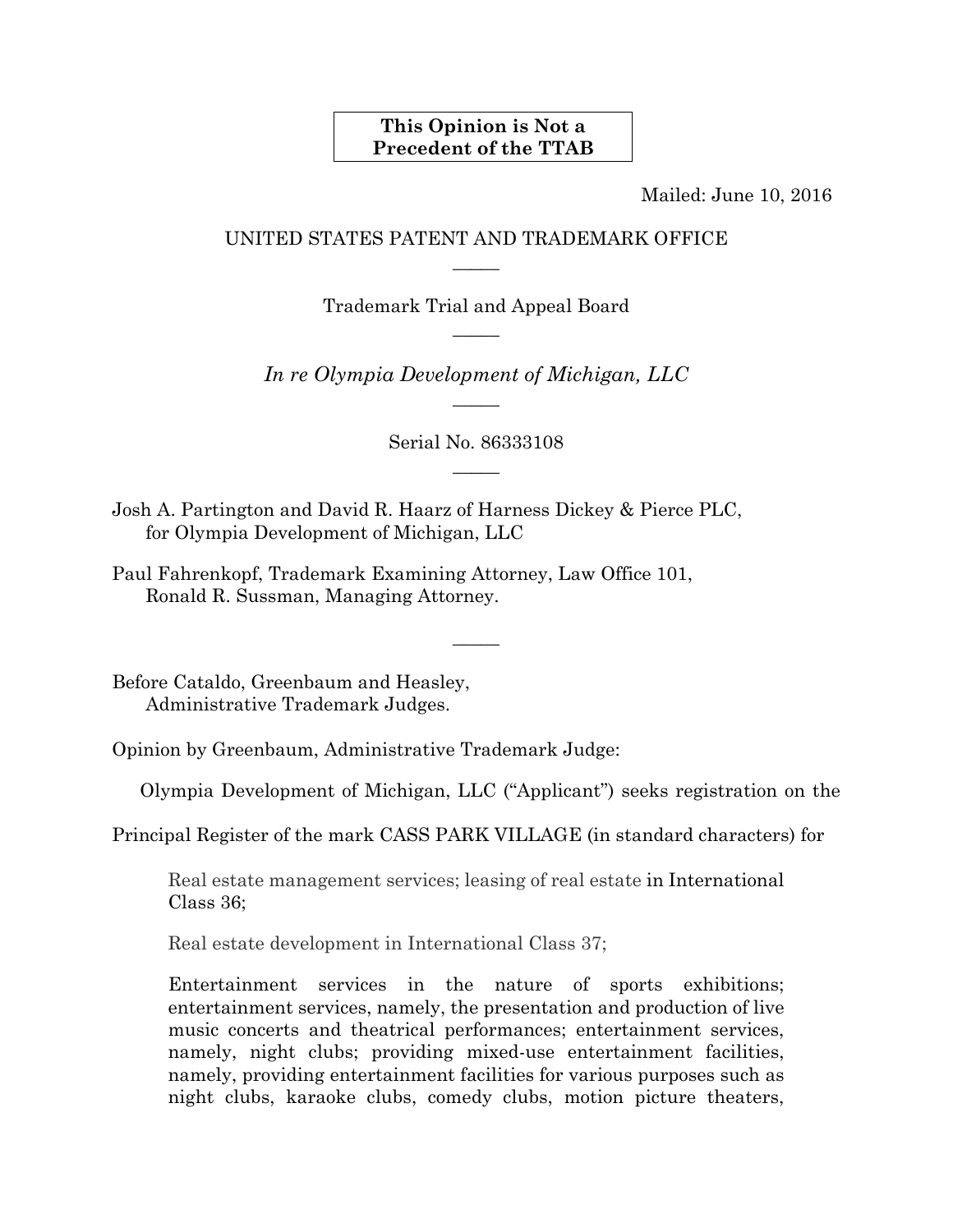**This Opinion is Not a Precedent of the TTAB**

Mailed: June 10, 2016

UNITED STATES PATENT AND TRADEMARK OFFICE

Trademark Trial and Appeal Board

*In re Olympia Development of Michigan, LLC*

Serial No. 86333108

Josh A. Partington and David R. Haarz of Harness Dickey & Pierce PLC, for Olympia Development of Michigan, LLC

Paul Fahrenkopf, Trademark Examining Attorney, Law Office 101, Ronald R. Sussman, Managing Attorney.

Before Cataldo, Greenbaum and Heasley, Administrative Trademark Judges.

Opinion by Greenbaum, Administrative Trademark Judge:

Olympia Development of Michigan, LLC ("Applicant") seeks registration on the Principal Register of the mark CASS PARK VILLAGE (in standard characters) for

> Real estate management services; leasing of real estate in International Class 36;
>
> Real estate development in International Class 37;
>
> Entertainment services in the nature of sports exhibitions; entertainment services, namely, the presentation and production of live music concerts and theatrical performances; entertainment services, namely, night clubs; providing mixed-use entertainment facilities, namely, providing entertainment facilities for various purposes such as night clubs, karaoke clubs, comedy clubs, motion picture theaters,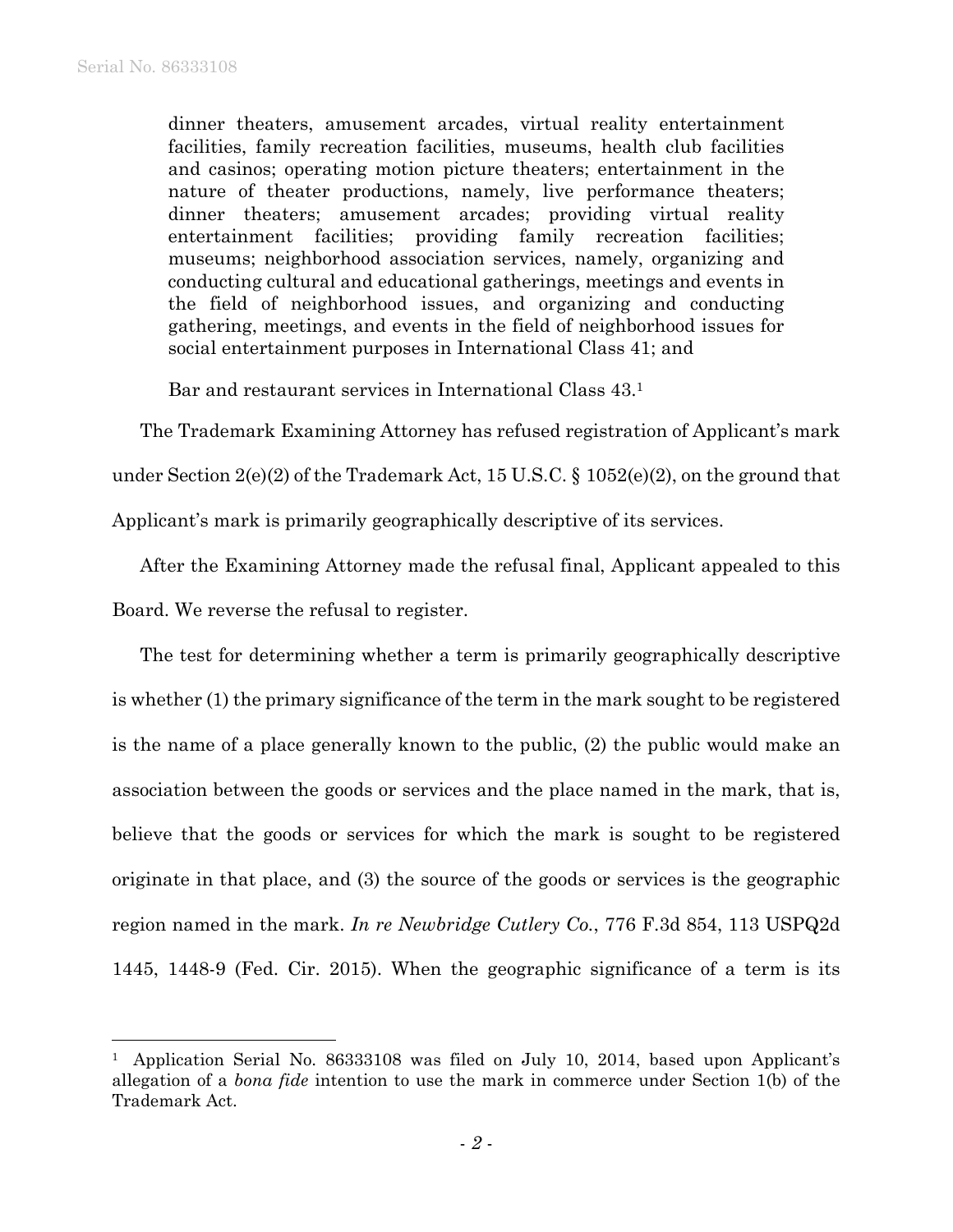> dinner theaters, amusement arcades, virtual reality entertainment facilities, family recreation facilities, museums, health club facilities and casinos; operating motion picture theaters; entertainment in the nature of theater productions, namely, live performance theaters; dinner theaters; amusement arcades; providing virtual reality entertainment facilities; providing family recreation facilities; museums; neighborhood association services, namely, organizing and conducting cultural and educational gatherings, meetings and events in the field of neighborhood issues, and organizing and conducting gathering, meetings, and events in the field of neighborhood issues for social entertainment purposes in International Class 41; and
>
> Bar and restaurant services in International Class 43.[1]

The Trademark Examining Attorney has refused registration of Applicant's mark under Section 2(e)(2) of the Trademark Act, 15 U.S.C. § 1052(e)(2), on the ground that Applicant's mark is primarily geographically descriptive of its services.

After the Examining Attorney made the refusal final, Applicant appealed to this Board. We reverse the refusal to register.

The test for determining whether a term is primarily geographically descriptive is whether (1) the primary significance of the term in the mark sought to be registered is the name of a place generally known to the public, (2) the public would make an association between the goods or services and the place named in the mark, that is, believe that the goods or services for which the mark is sought to be registered originate in that place, and (3) the source of the goods or services is the geographic region named in the mark. *In re Newbridge Cutlery Co.*, 776 F.3d 854, 113 USPQ2d 1445, 1448-9 (Fed. Cir. 2015). When the geographic significance of a term is its

---

[1] Application Serial No. 86333108 was filed on July 10, 2014, based upon Applicant's allegation of a *bona fide* intention to use the mark in commerce under Section 1(b) of the Trademark Act.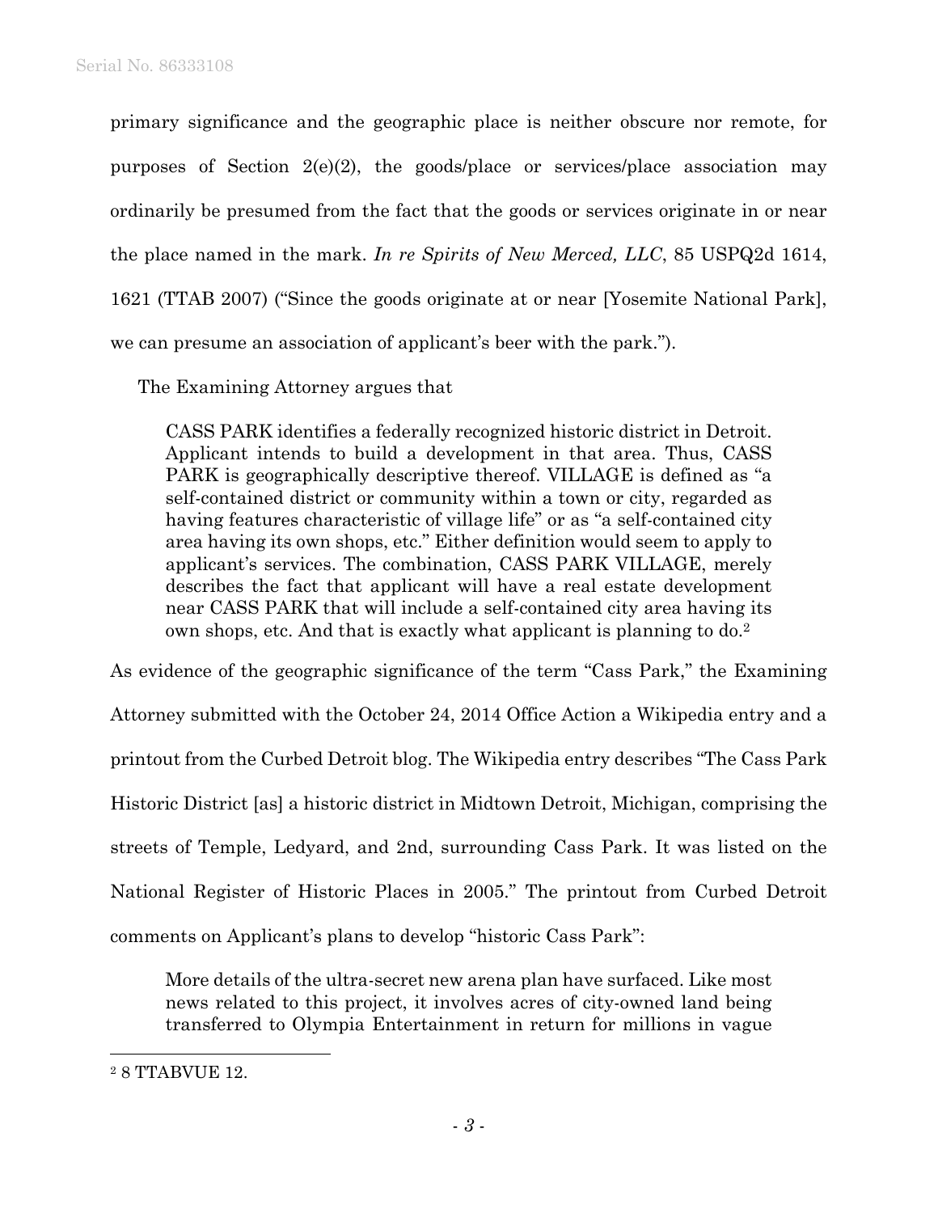primary significance and the geographic place is neither obscure nor remote, for purposes of Section 2(e)(2), the goods/place or services/place association may ordinarily be presumed from the fact that the goods or services originate in or near the place named in the mark. *In re Spirits of New Merced, LLC*, 85 USPQ2d 1614, 1621 (TTAB 2007) ("Since the goods originate at or near [Yosemite National Park], we can presume an association of applicant's beer with the park.").

The Examining Attorney argues that

> CASS PARK identifies a federally recognized historic district in Detroit. Applicant intends to build a development in that area. Thus, CASS PARK is geographically descriptive thereof. VILLAGE is defined as "a self-contained district or community within a town or city, regarded as having features characteristic of village life" or as "a self-contained city area having its own shops, etc." Either definition would seem to apply to applicant's services. The combination, CASS PARK VILLAGE, merely describes the fact that applicant will have a real estate development near CASS PARK that will include a self-contained city area having its own shops, etc. And that is exactly what applicant is planning to do.[2]

As evidence of the geographic significance of the term "Cass Park," the Examining Attorney submitted with the October 24, 2014 Office Action a Wikipedia entry and a printout from the Curbed Detroit blog. The Wikipedia entry describes "The Cass Park Historic District [as] a historic district in Midtown Detroit, Michigan, comprising the streets of Temple, Ledyard, and 2nd, surrounding Cass Park. It was listed on the National Register of Historic Places in 2005." The printout from Curbed Detroit comments on Applicant's plans to develop "historic Cass Park":

> More details of the ultra-secret new arena plan have surfaced. Like most news related to this project, it involves acres of city-owned land being transferred to Olympia Entertainment in return for millions in vague

[2] 8 TTABVUE 12.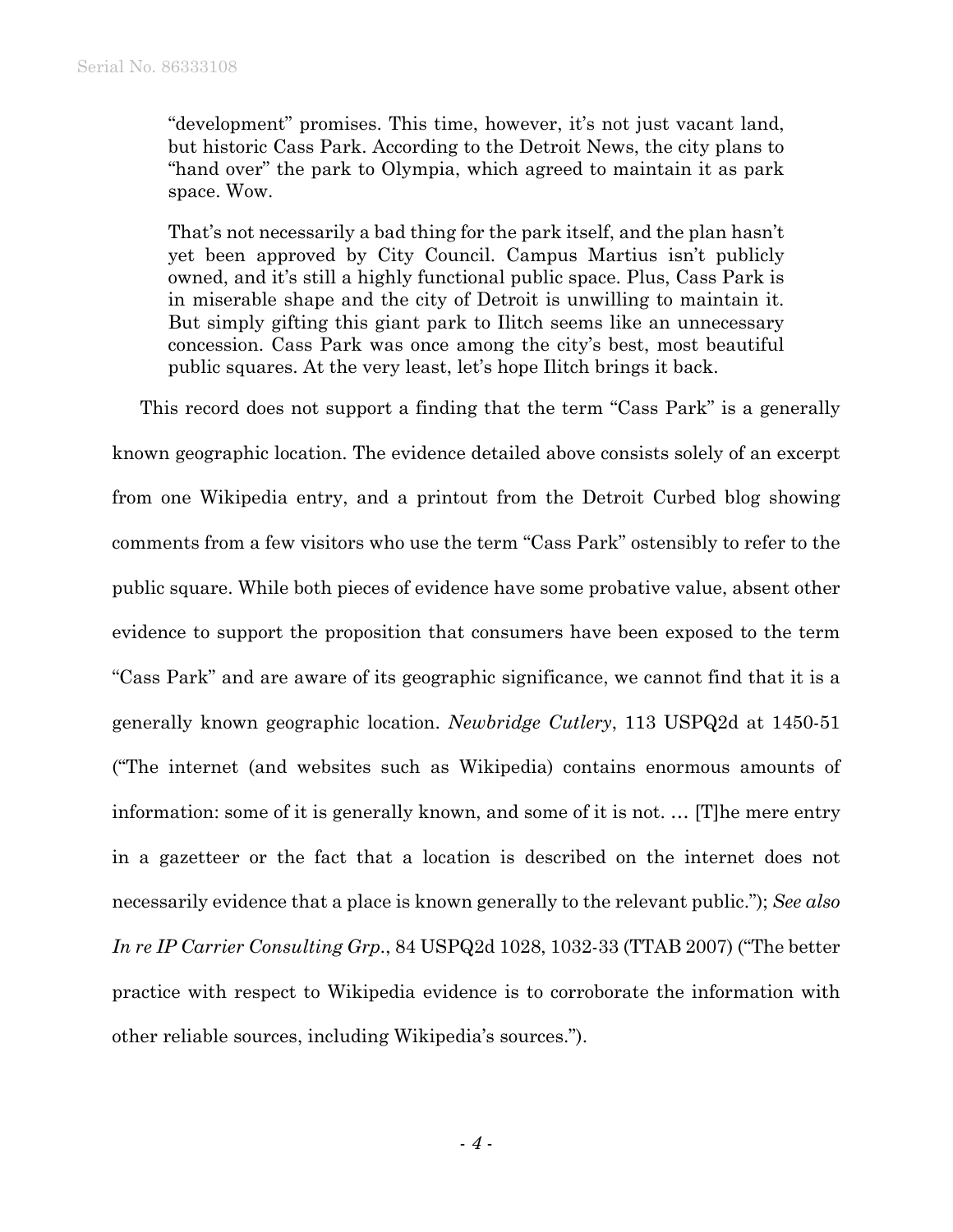> "development" promises. This time, however, it's not just vacant land, but historic Cass Park. According to the Detroit News, the city plans to "hand over" the park to Olympia, which agreed to maintain it as park space. Wow.
>
> That's not necessarily a bad thing for the park itself, and the plan hasn't yet been approved by City Council. Campus Martius isn't publicly owned, and it's still a highly functional public space. Plus, Cass Park is in miserable shape and the city of Detroit is unwilling to maintain it. But simply gifting this giant park to Ilitch seems like an unnecessary concession. Cass Park was once among the city's best, most beautiful public squares. At the very least, let's hope Ilitch brings it back.

This record does not support a finding that the term "Cass Park" is a generally known geographic location. The evidence detailed above consists solely of an excerpt from one Wikipedia entry, and a printout from the Detroit Curbed blog showing comments from a few visitors who use the term "Cass Park" ostensibly to refer to the public square. While both pieces of evidence have some probative value, absent other evidence to support the proposition that consumers have been exposed to the term "Cass Park" and are aware of its geographic significance, we cannot find that it is a generally known geographic location. *Newbridge Cutlery*, 113 USPQ2d at 1450-51 ("The internet (and websites such as Wikipedia) contains enormous amounts of information: some of it is generally known, and some of it is not. … [T]he mere entry in a gazetteer or the fact that a location is described on the internet does not necessarily evidence that a place is known generally to the relevant public."); *See also In re IP Carrier Consulting Grp.*, 84 USPQ2d 1028, 1032-33 (TTAB 2007) ("The better practice with respect to Wikipedia evidence is to corroborate the information with other reliable sources, including Wikipedia's sources.").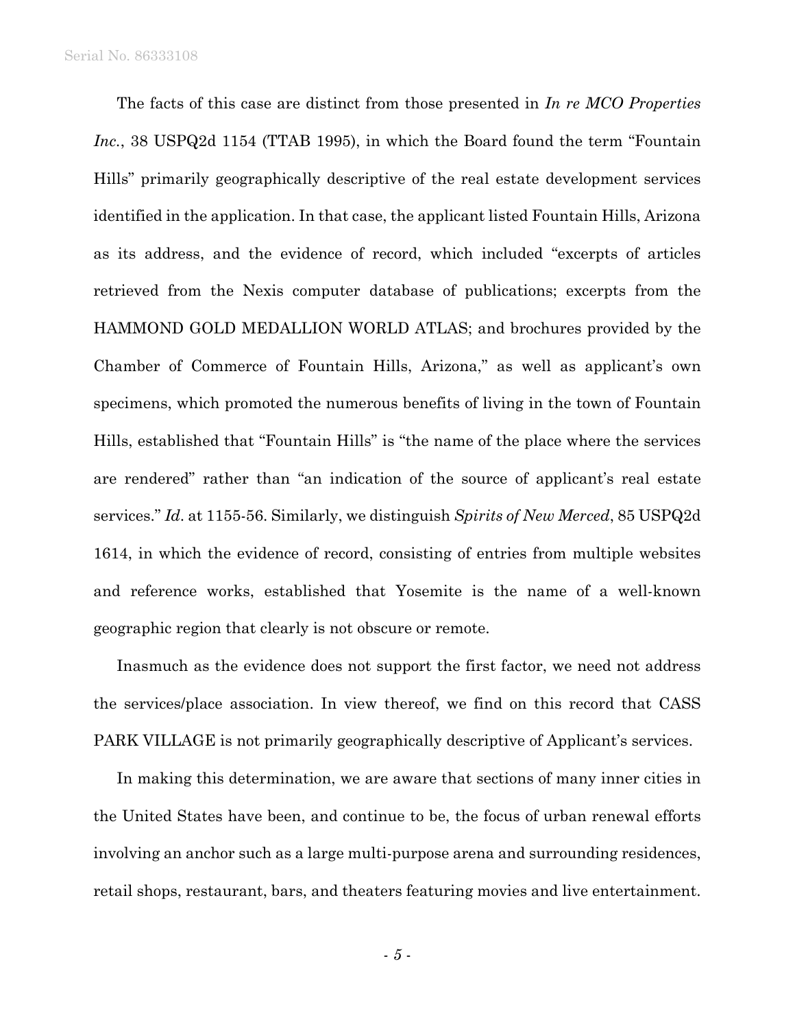The facts of this case are distinct from those presented in *In re MCO Properties Inc.*, 38 USPQ2d 1154 (TTAB 1995), in which the Board found the term "Fountain Hills" primarily geographically descriptive of the real estate development services identified in the application. In that case, the applicant listed Fountain Hills, Arizona as its address, and the evidence of record, which included "excerpts of articles retrieved from the Nexis computer database of publications; excerpts from the HAMMOND GOLD MEDALLION WORLD ATLAS; and brochures provided by the Chamber of Commerce of Fountain Hills, Arizona," as well as applicant's own specimens, which promoted the numerous benefits of living in the town of Fountain Hills, established that "Fountain Hills" is "the name of the place where the services are rendered" rather than "an indication of the source of applicant's real estate services." *Id.* at 1155-56. Similarly, we distinguish *Spirits of New Merced*, 85 USPQ2d 1614, in which the evidence of record, consisting of entries from multiple websites and reference works, established that Yosemite is the name of a well-known geographic region that clearly is not obscure or remote.

Inasmuch as the evidence does not support the first factor, we need not address the services/place association. In view thereof, we find on this record that CASS PARK VILLAGE is not primarily geographically descriptive of Applicant's services.

In making this determination, we are aware that sections of many inner cities in the United States have been, and continue to be, the focus of urban renewal efforts involving an anchor such as a large multi-purpose arena and surrounding residences, retail shops, restaurant, bars, and theaters featuring movies and live entertainment.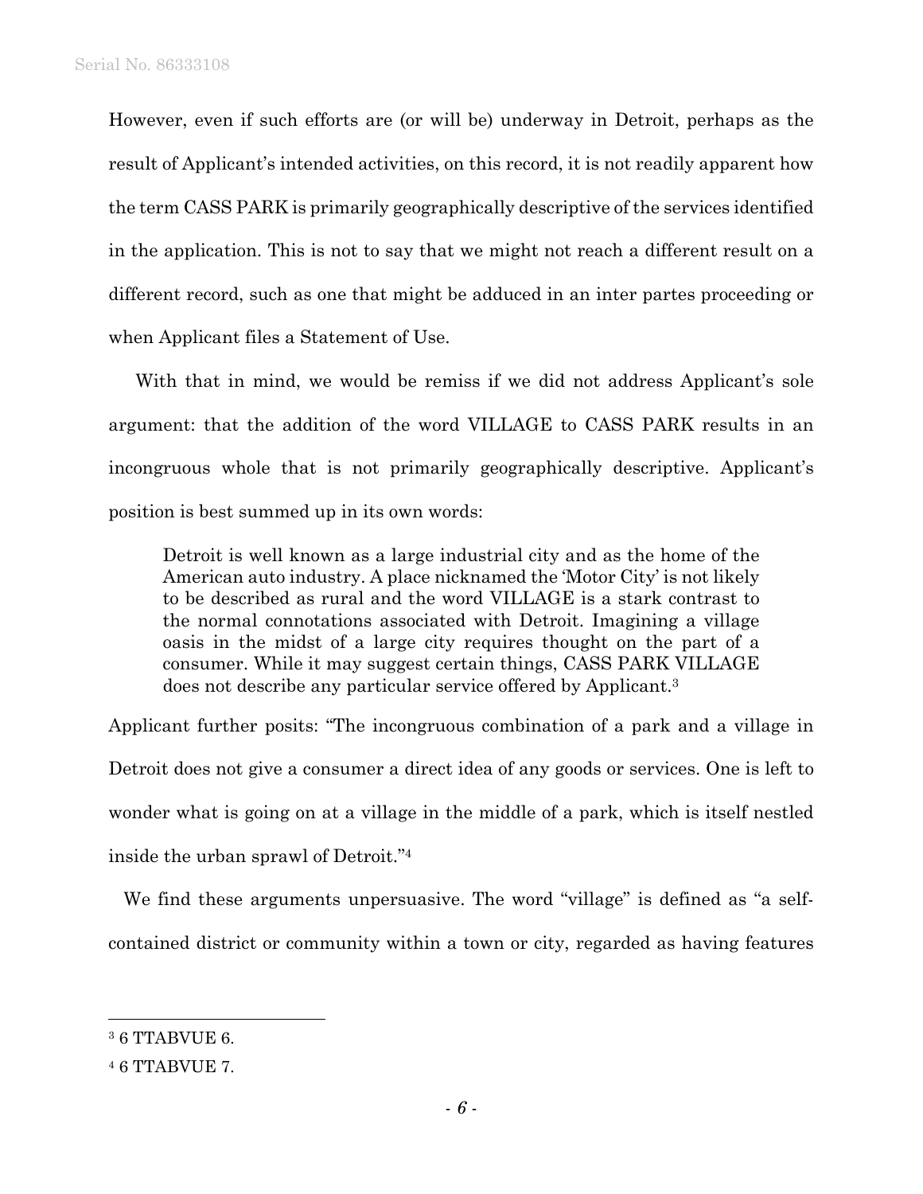However, even if such efforts are (or will be) underway in Detroit, perhaps as the result of Applicant's intended activities, on this record, it is not readily apparent how the term CASS PARK is primarily geographically descriptive of the services identified in the application. This is not to say that we might not reach a different result on a different record, such as one that might be adduced in an inter partes proceeding or when Applicant files a Statement of Use.

With that in mind, we would be remiss if we did not address Applicant's sole argument: that the addition of the word VILLAGE to CASS PARK results in an incongruous whole that is not primarily geographically descriptive. Applicant's position is best summed up in its own words:

> Detroit is well known as a large industrial city and as the home of the American auto industry. A place nicknamed the 'Motor City' is not likely to be described as rural and the word VILLAGE is a stark contrast to the normal connotations associated with Detroit. Imagining a village oasis in the midst of a large city requires thought on the part of a consumer. While it may suggest certain things, CASS PARK VILLAGE does not describe any particular service offered by Applicant.[3]

Applicant further posits: "The incongruous combination of a park and a village in Detroit does not give a consumer a direct idea of any goods or services. One is left to wonder what is going on at a village in the middle of a park, which is itself nestled inside the urban sprawl of Detroit."[4]

We find these arguments unpersuasive. The word "village" is defined as "a self-contained district or community within a town or city, regarded as having features

---

[3] 6 TTABVUE 6.

[4] 6 TTABVUE 7.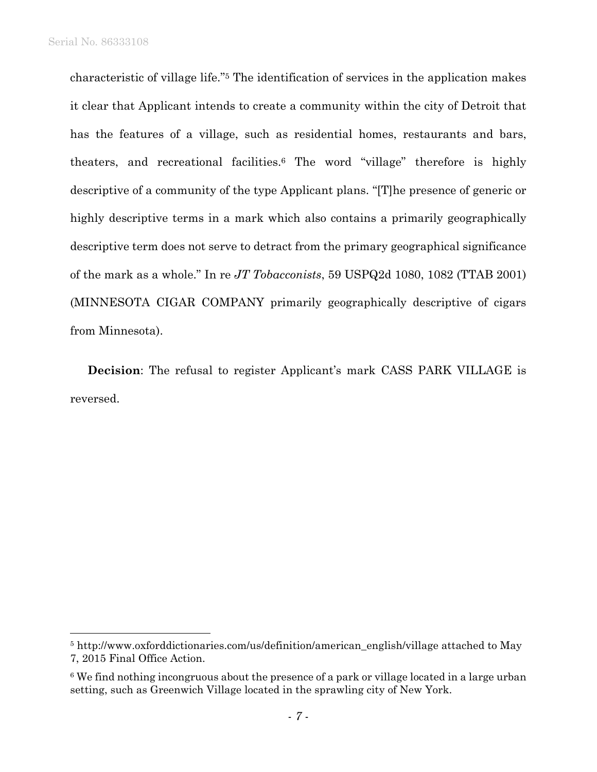characteristic of village life."[5] The identification of services in the application makes it clear that Applicant intends to create a community within the city of Detroit that has the features of a village, such as residential homes, restaurants and bars, theaters, and recreational facilities.[6] The word "village" therefore is highly descriptive of a community of the type Applicant plans. "[T]he presence of generic or highly descriptive terms in a mark which also contains a primarily geographically descriptive term does not serve to detract from the primary geographical significance of the mark as a whole." In re *JT Tobacconists*, 59 USPQ2d 1080, 1082 (TTAB 2001) (MINNESOTA CIGAR COMPANY primarily geographically descriptive of cigars from Minnesota).

**Decision**: The refusal to register Applicant's mark CASS PARK VILLAGE is reversed.

---

[5] http://www.oxforddictionaries.com/us/definition/american_english/village attached to May 7, 2015 Final Office Action.

[6] We find nothing incongruous about the presence of a park or village located in a large urban setting, such as Greenwich Village located in the sprawling city of New York.